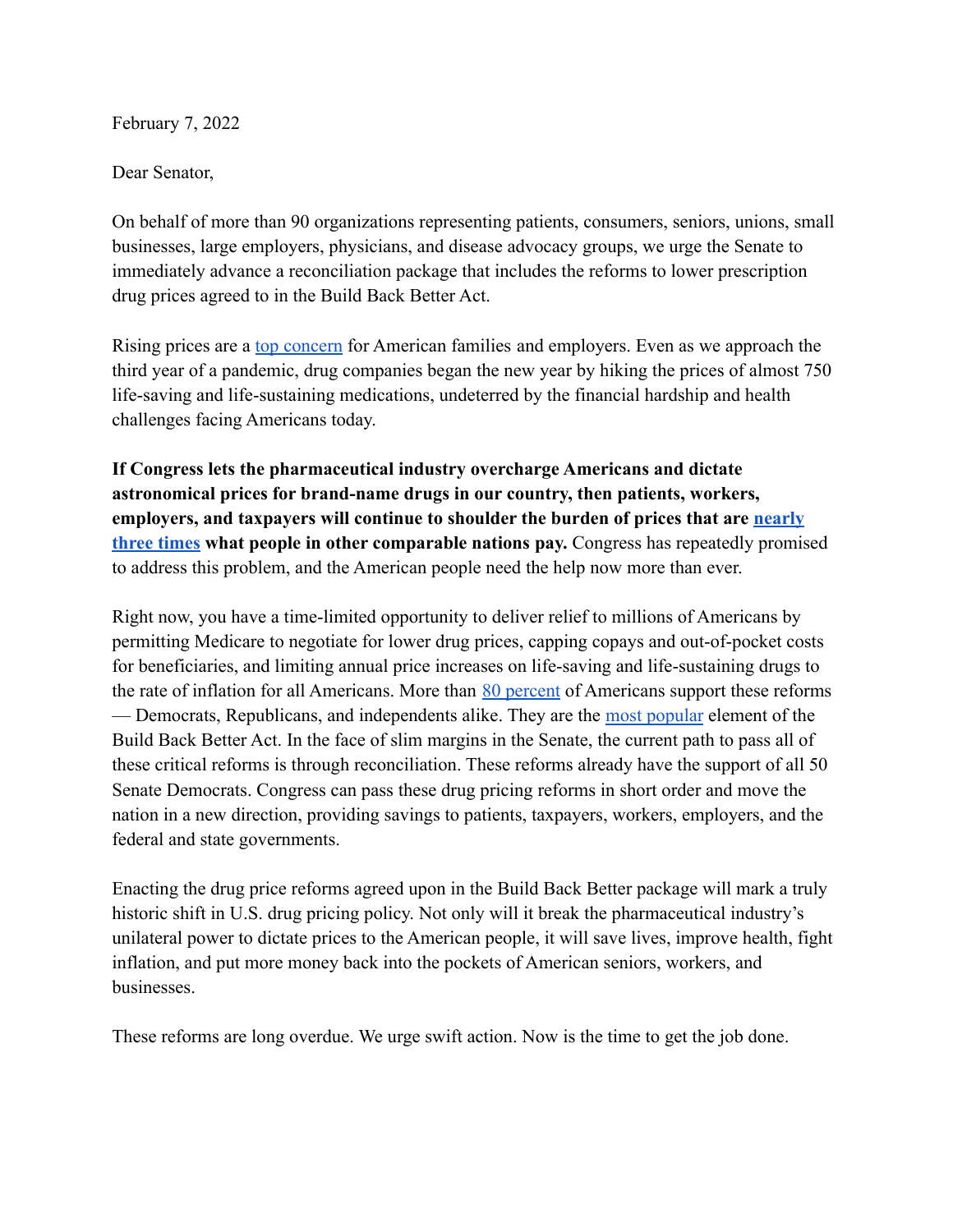February 7, 2022

Dear Senator,

On behalf of more than 90 organizations representing patients, consumers, seniors, unions, small businesses, large employers, physicians, and disease advocacy groups, we urge the Senate to immediately advance a reconciliation package that includes the reforms to lower prescription drug prices agreed to in the Build Back Better Act.

Rising prices are a top concern for American families and employers. Even as we approach the third year of a pandemic, drug companies began the new year by hiking the prices of almost 750 life-saving and life-sustaining medications, undeterred by the financial hardship and health challenges facing Americans today.

**If Congress lets the pharmaceutical industry overcharge Americans and dictate astronomical prices for brand-name drugs in our country, then patients, workers, employers, and taxpayers will continue to shoulder the burden of prices that are nearly three times what people in other comparable nations pay.** Congress has repeatedly promised to address this problem, and the American people need the help now more than ever.

Right now, you have a time-limited opportunity to deliver relief to millions of Americans by permitting Medicare to negotiate for lower drug prices, capping copays and out-of-pocket costs for beneficiaries, and limiting annual price increases on life-saving and life-sustaining drugs to the rate of inflation for all Americans. More than 80 percent of Americans support these reforms — Democrats, Republicans, and independents alike. They are the most popular element of the Build Back Better Act. In the face of slim margins in the Senate, the current path to pass all of these critical reforms is through reconciliation. These reforms already have the support of all 50 Senate Democrats. Congress can pass these drug pricing reforms in short order and move the nation in a new direction, providing savings to patients, taxpayers, workers, employers, and the federal and state governments.

Enacting the drug price reforms agreed upon in the Build Back Better package will mark a truly historic shift in U.S. drug pricing policy. Not only will it break the pharmaceutical industry's unilateral power to dictate prices to the American people, it will save lives, improve health, fight inflation, and put more money back into the pockets of American seniors, workers, and businesses.

These reforms are long overdue. We urge swift action. Now is the time to get the job done.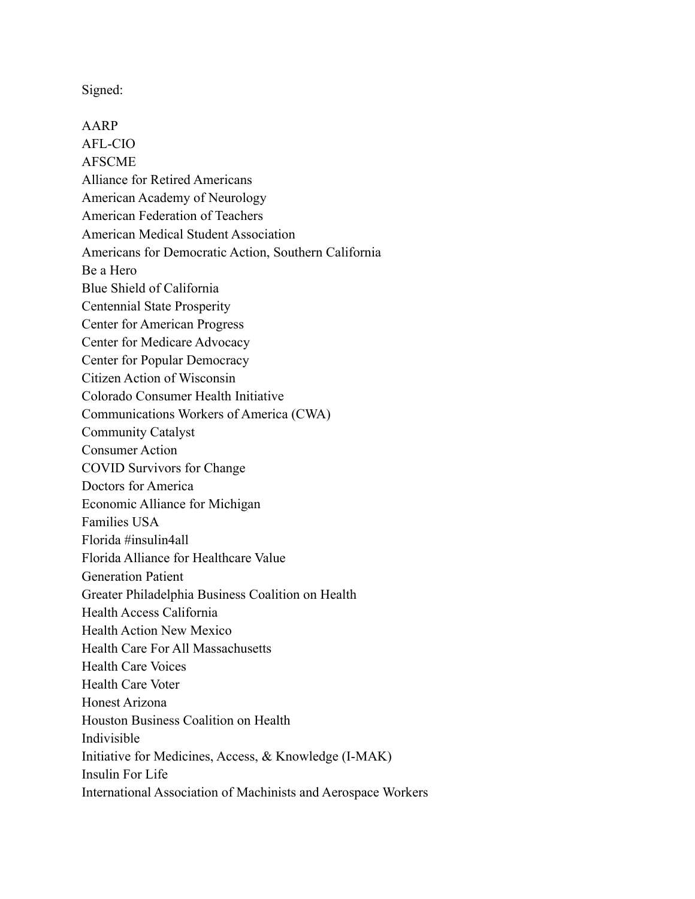Signed:

AARP
AFL-CIO
AFSCME
Alliance for Retired Americans
American Academy of Neurology
American Federation of Teachers
American Medical Student Association
Americans for Democratic Action, Southern California
Be a Hero
Blue Shield of California
Centennial State Prosperity
Center for American Progress
Center for Medicare Advocacy
Center for Popular Democracy
Citizen Action of Wisconsin
Colorado Consumer Health Initiative
Communications Workers of America (CWA)
Community Catalyst
Consumer Action
COVID Survivors for Change
Doctors for America
Economic Alliance for Michigan
Families USA
Florida #insulin4all
Florida Alliance for Healthcare Value
Generation Patient
Greater Philadelphia Business Coalition on Health
Health Access California
Health Action New Mexico
Health Care For All Massachusetts
Health Care Voices
Health Care Voter
Honest Arizona
Houston Business Coalition on Health
Indivisible
Initiative for Medicines, Access, & Knowledge (I-MAK)
Insulin For Life
International Association of Machinists and Aerospace Workers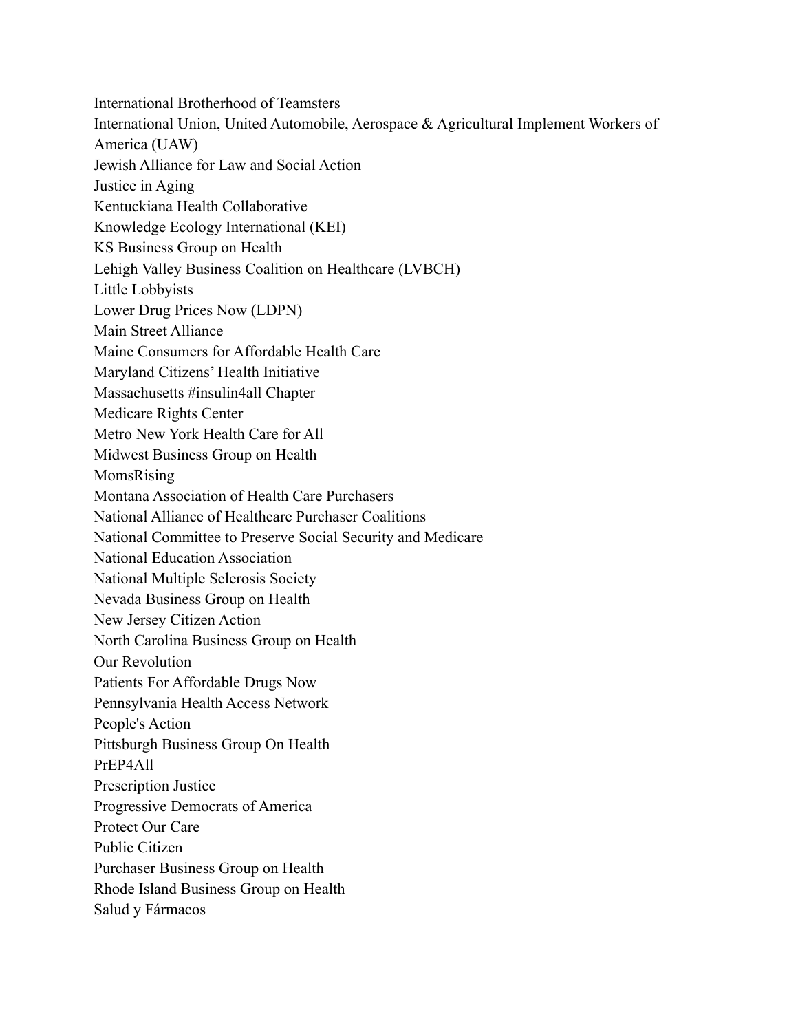International Brotherhood of Teamsters
International Union, United Automobile, Aerospace & Agricultural Implement Workers of America (UAW)
Jewish Alliance for Law and Social Action
Justice in Aging
Kentuckiana Health Collaborative
Knowledge Ecology International (KEI)
KS Business Group on Health
Lehigh Valley Business Coalition on Healthcare (LVBCH)
Little Lobbyists
Lower Drug Prices Now (LDPN)
Main Street Alliance
Maine Consumers for Affordable Health Care
Maryland Citizens' Health Initiative
Massachusetts #insulin4all Chapter
Medicare Rights Center
Metro New York Health Care for All
Midwest Business Group on Health
MomsRising
Montana Association of Health Care Purchasers
National Alliance of Healthcare Purchaser Coalitions
National Committee to Preserve Social Security and Medicare
National Education Association
National Multiple Sclerosis Society
Nevada Business Group on Health
New Jersey Citizen Action
North Carolina Business Group on Health
Our Revolution
Patients For Affordable Drugs Now
Pennsylvania Health Access Network
People's Action
Pittsburgh Business Group On Health
PrEP4All
Prescription Justice
Progressive Democrats of America
Protect Our Care
Public Citizen
Purchaser Business Group on Health
Rhode Island Business Group on Health
Salud y Fármacos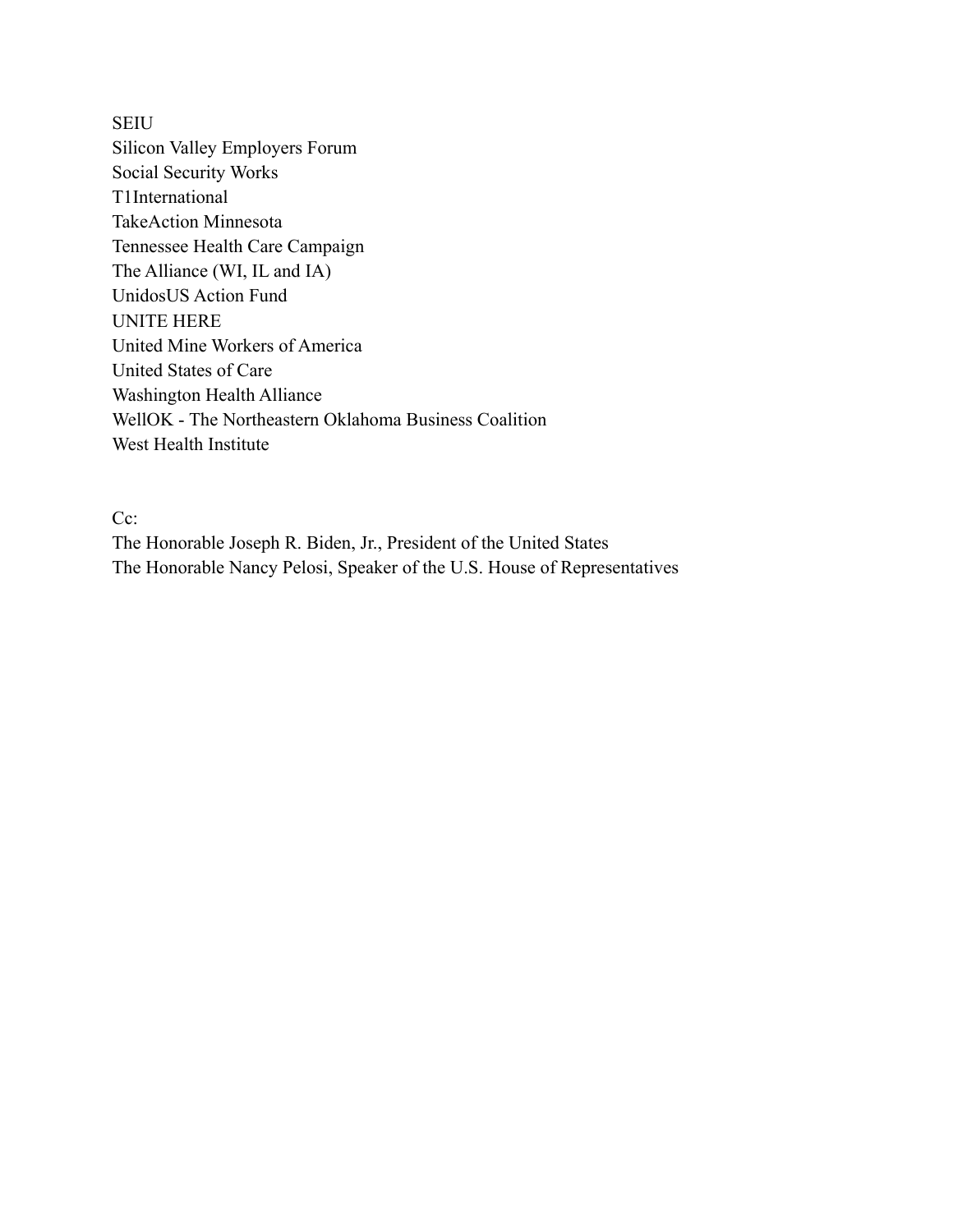SEIU
Silicon Valley Employers Forum
Social Security Works
T1International
TakeAction Minnesota
Tennessee Health Care Campaign
The Alliance (WI, IL and IA)
UnidosUS Action Fund
UNITE HERE
United Mine Workers of America
United States of Care
Washington Health Alliance
WellOK - The Northeastern Oklahoma Business Coalition
West Health Institute

Cc:
The Honorable Joseph R. Biden, Jr., President of the United States
The Honorable Nancy Pelosi, Speaker of the U.S. House of Representatives